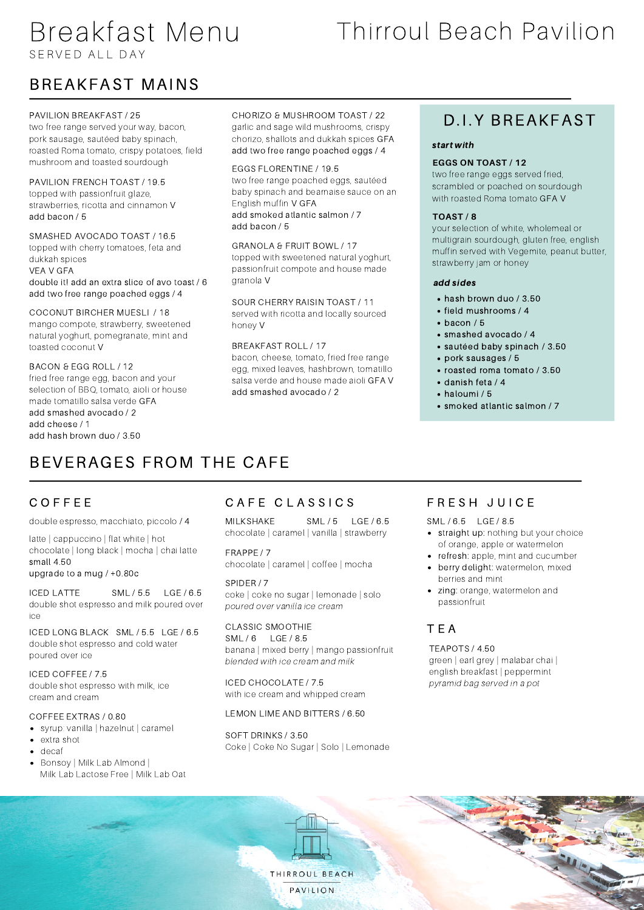# Breakfast Menu

SERVED ALL DAY

# Thirroul Beach Pavilion

## BREAKFAST MAINS

PAVILION BREAKFAST / 25
two free range served your way, bacon, pork sausage, sautéed baby spinach, roasted Roma tomato, crispy potatoes, field mushroom and toasted sourdough

PAVILION FRENCH TOAST / 19.5
topped with passionfruit glaze, strawberries, ricotta and cinnamon V
add bacon / 5

SMASHED AVOCADO TOAST / 16.5
topped with cherry tomatoes, feta and dukkah spices
VEA V GFA
double it! add an extra slice of avo toast / 6
add two free range poached eggs / 4

COCONUT BIRCHER MUESLI / 18
mango compote, strawberry, sweetened natural yoghurt, pomegranate, mint and toasted coconut V

BACON & EGG ROLL / 12
fried free range egg, bacon and your selection of BBQ, tomato, aioli or house made tomatillo salsa verde GFA
add smashed avocado / 2
add cheese / 1
add hash brown duo / 3.50

CHORIZO & MUSHROOM TOAST / 22
garlic and sage wild mushrooms, crispy chorizo, shallots and dukkah spices GFA
add two free range poached eggs / 4

EGGS FLORENTINE / 19.5
two free range poached eggs, sautéed baby spinach and bearnaise sauce on an English muffin V GFA
add smoked atlantic salmon / 7
add bacon / 5

GRANOLA & FRUIT BOWL / 17
topped with sweetened natural yoghurt, passionfruit compote and house made granola V

SOUR CHERRY RAISIN TOAST / 11
served with ricotta and locally sourced honey V

BREAKFAST ROLL / 17
bacon, cheese, tomato, fried free range egg, mixed leaves, hashbrown, tomatillo salsa verde and house made aioli GFA V
add smashed avocado / 2

## D.I.Y BREAKFAST

***start with***

**EGGS ON TOAST / 12**
two free range eggs served fried, scrambled or poached on sourdough with roasted Roma tomato GFA V

**TOAST / 8**
your selection of white, wholemeal or multigrain sourdough, gluten free, english muffin served with Vegemite, peanut butter, strawberry jam or honey

***add sides***

- hash brown duo / 3.50
- field mushrooms / 4
- bacon / 5
- smashed avocado / 4
- sautéed baby spinach / 3.50
- pork sausages / 5
- roasted roma tomato / 3.50
- danish feta / 4
- haloumi / 5
- smoked atlantic salmon / 7

## BEVERAGES FROM THE CAFE

### COFFEE

double espresso, macchiato, piccolo / 4

latte | cappuccino | flat white | hot chocolate | long black | mocha | chai latte
small 4.50
upgrade to a mug / +0.80c

ICED LATTE SML / 5.5 LGE / 6.5
double shot espresso and milk poured over ice

ICED LONG BLACK SML / 5.5 LGE / 6.5
double shot espresso and cold water poured over ice

ICED COFFEE / 7.5
double shot espresso with milk, ice cream and cream

COFFEE EXTRAS / 0.80
- syrup: vanilla | hazelnut | caramel
- extra shot
- decaf
- Bonsoy | Milk Lab Almond | Milk Lab Lactose Free | Milk Lab Oat

### CAFE CLASSICS

MILKSHAKE SML / 5 LGE / 6.5
chocolate | caramel | vanilla | strawberry

FRAPPE / 7
chocolate | caramel | coffee | mocha

SPIDER / 7
coke | coke no sugar | lemonade | solo
*poured over vanilla ice cream*

CLASSIC SMOOTHIE
SML / 6 LGE / 8.5
banana | mixed berry | mango passionfruit
*blended with ice cream and milk*

ICED CHOCOLATE / 7.5
with ice cream and whipped cream

LEMON LIME AND BITTERS / 6.50

SOFT DRINKS / 3.50
Coke | Coke No Sugar | Solo | Lemonade

### FRESH JUICE

SML / 6.5 LGE / 8.5
- straight up: nothing but your choice of orange, apple or watermelon
- refresh: apple, mint and cucumber
- berry delight: watermelon, mixed berries and mint
- zing: orange, watermelon and passionfruit

### TEA

TEAPOTS / 4.50
green | earl grey | malabar chai | english breakfast | peppermint
*pyramid bag served in a pot*

THIRROUL BEACH PAVILION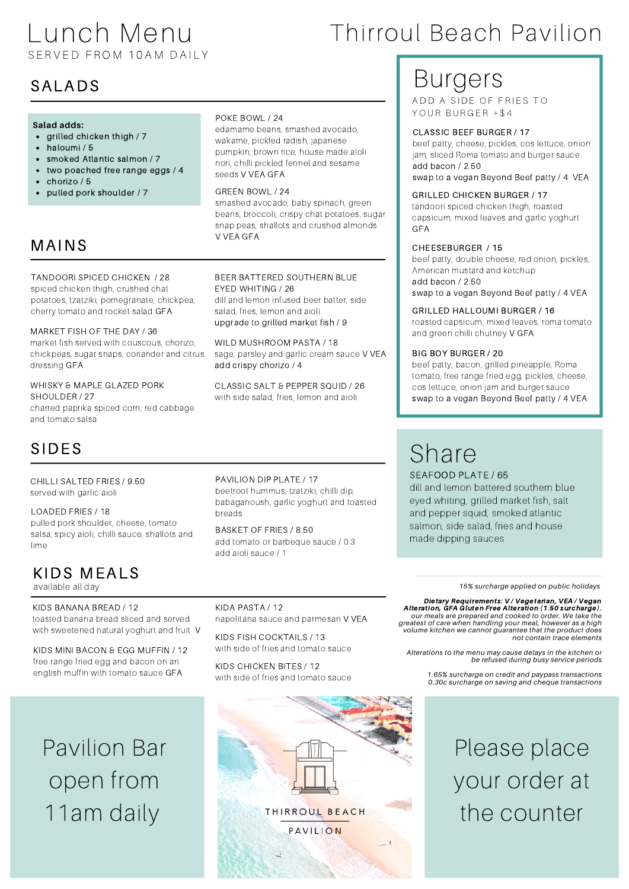# Lunch Menu

SERVED FROM 10AM DAILY

# Thirroul Beach Pavilion

## SALADS

**Salad adds:**

- grilled chicken thigh / 7
- haloumi / 5
- smoked Atlantic salmon / 7
- two poached free range eggs / 4
- chorizo / 5
- pulled pork shoulder / 7

POKE BOWL / 24
edamame beans, smashed avocado, wakame, pickled radish, japanese pumpkin, brown rice, house made aioli nori, chilli pickled fennel and sesame seeds V VEA GFA

GREEN BOWL / 24
smashed avocado, baby spinach, green beans, broccoli, crispy chat potatoes, sugar snap peas, shallots and crushed almonds V VEA GFA

## MAINS

TANDOORI SPICED CHICKEN / 28
spiced chicken thigh, crushed chat potatoes, tzatziki, pomegranate, chickpea, cherry tomato and rocket salad GFA

MARKET FISH OF THE DAY / 36
market fish served with couscous, chorizo, chickpeas, sugar snaps, coriander and citrus dressing GFA

WHISKY & MAPLE GLAZED PORK SHOULDER / 27
charred paprika spiced corn, red cabbage and tomato salsa

BEER BATTERED SOUTHERN BLUE EYED WHITING / 26
dill and lemon infused beer batter, side salad, fries, lemon and aioli
upgrade to grilled market fish / 9

WILD MUSHROOM PASTA / 18
sage, parsley and garlic cream sauce V VEA
add crispy chorizo / 4

CLASSIC SALT & PEPPER SQUID / 26
with side salad, fries, lemon and aioli

## SIDES

CHILLI SALTED FRIES / 9.50
served with garlic aioli

LOADED FRIES / 18
pulled pork shoulder, cheese, tomato salsa, spicy aioli, chilli sauce, shallots and lime

PAVILION DIP PLATE / 17
beetroot hummus, tzatziki, chilli dip, babaganoush, garlic yoghurt and toasted breads

BASKET OF FRIES / 8.50
add tomato or barbeque sauce / 0.3
add aioli sauce / 1

## KIDS MEALS

available all day

KIDS BANANA BREAD / 12
toasted banana bread sliced and served with sweetened natural yoghurt and fruit V

KIDS MINI BACON & EGG MUFFIN / 12
free range fried egg and bacon on an english muffin with tomato sauce GFA

KIDA PASTA / 12
napolitana sauce and parmesan V VEA

KIDS FISH COCKTAILS / 13
with side of fries and tomato sauce

KIDS CHICKEN BITES / 12
with side of fries and tomato sauce

## Burgers

ADD A SIDE OF FRIES TO YOUR BURGER +$4

CLASSIC BEEF BURGER / 17
beef patty, cheese, pickles, cos lettuce, onion jam, sliced Roma tomato and burger sauce
add bacon / 2.50
swap to a vegan Beyond Beef patty / 4 VEA

GRILLED CHICKEN BURGER / 17
tandoori spiced chicken thigh, roasted capsicum, mixed leaves and garlic yoghurt GFA

CHEESEBURGER / 15
beef patty, double cheese, red onion, pickles, American mustard and ketchup
add bacon / 2.50
swap to a vegan Beyond Beef patty / 4 VEA

GRILLED HALLOUMI BURGER / 16
roasted capsicum, mixed leaves, roma tomato and green chilli chutney V GFA

BIG BOY BURGER / 20
beef patty, bacon, grilled pineapple, Roma tomato, free range fried egg, pickles, cheese, cos lettuce, onion jam and burger sauce
swap to a vegan Beyond Beef patty / 4 VEA

## Share

SEAFOOD PLATE / 65
dill and lemon battered southern blue eyed whiting, grilled market fish, salt and pepper squid, smoked atlantic salmon, side salad, fries and house made dipping sauces

*15% surcharge applied on public holidays*

***Dietary Requirements: V / Vegetarian, VEA / Vegan Alteration, GFA Gluten Free Alteration (1.50 surcharge).*** *our meals are prepared and cooked to order. We take the greatest of care when handling your meal, however as a high volume kitchen we cannot guarantee that the product does not contain trace elements*

*Alterations to the menu may cause delays in the kitchen or be refused during busy service periods*

*1.65% surcharge on credit and paypass transactions*
*0.30c surcharge on saving and cheque transactions*

Pavilion Bar open from 11am daily

THIRROUL BEACH PAVILION

Please place your order at the counter